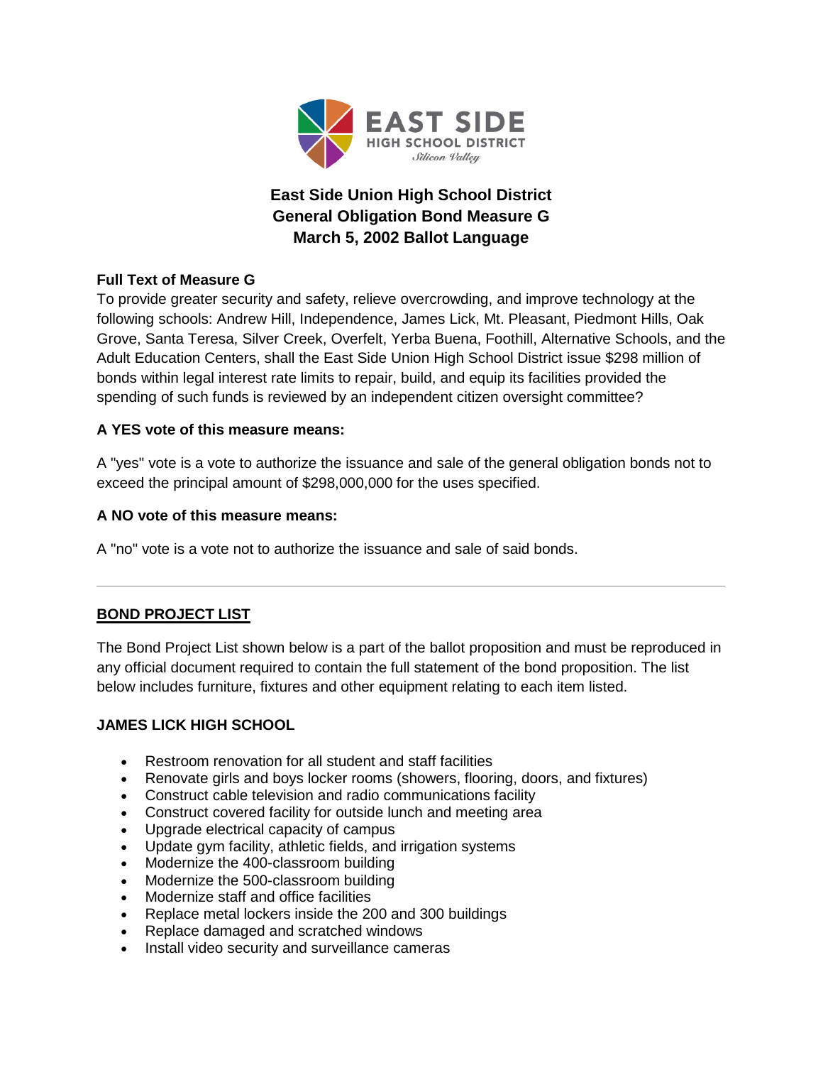# East Side Union High School District
## General Obligation Bond Measure G
## March 5, 2002 Ballot Language

**Full Text of Measure G**

To provide greater security and safety, relieve overcrowding, and improve technology at the following schools: Andrew Hill, Independence, James Lick, Mt. Pleasant, Piedmont Hills, Oak Grove, Santa Teresa, Silver Creek, Overfelt, Yerba Buena, Foothill, Alternative Schools, and the Adult Education Centers, shall the East Side Union High School District issue $298 million of bonds within legal interest rate limits to repair, build, and equip its facilities provided the spending of such funds is reviewed by an independent citizen oversight committee?

**A YES vote of this measure means:**

A "yes" vote is a vote to authorize the issuance and sale of the general obligation bonds not to exceed the principal amount of $298,000,000 for the uses specified.

**A NO vote of this measure means:**

A "no" vote is a vote not to authorize the issuance and sale of said bonds.

---

### BOND PROJECT LIST

The Bond Project List shown below is a part of the ballot proposition and must be reproduced in any official document required to contain the full statement of the bond proposition. The list below includes furniture, fixtures and other equipment relating to each item listed.

**JAMES LICK HIGH SCHOOL**

- Restroom renovation for all student and staff facilities
- Renovate girls and boys locker rooms (showers, flooring, doors, and fixtures)
- Construct cable television and radio communications facility
- Construct covered facility for outside lunch and meeting area
- Upgrade electrical capacity of campus
- Update gym facility, athletic fields, and irrigation systems
- Modernize the 400-classroom building
- Modernize the 500-classroom building
- Modernize staff and office facilities
- Replace metal lockers inside the 200 and 300 buildings
- Replace damaged and scratched windows
- Install video security and surveillance cameras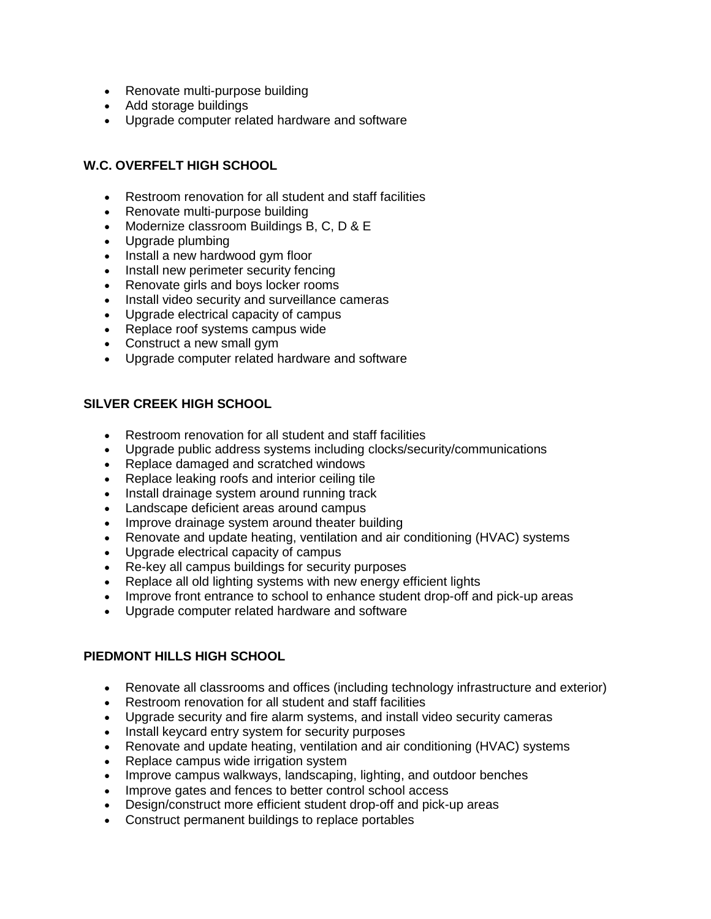- Renovate multi-purpose building
- Add storage buildings
- Upgrade computer related hardware and software

**W.C. OVERFELT HIGH SCHOOL**

- Restroom renovation for all student and staff facilities
- Renovate multi-purpose building
- Modernize classroom Buildings B, C, D & E
- Upgrade plumbing
- Install a new hardwood gym floor
- Install new perimeter security fencing
- Renovate girls and boys locker rooms
- Install video security and surveillance cameras
- Upgrade electrical capacity of campus
- Replace roof systems campus wide
- Construct a new small gym
- Upgrade computer related hardware and software

**SILVER CREEK HIGH SCHOOL**

- Restroom renovation for all student and staff facilities
- Upgrade public address systems including clocks/security/communications
- Replace damaged and scratched windows
- Replace leaking roofs and interior ceiling tile
- Install drainage system around running track
- Landscape deficient areas around campus
- Improve drainage system around theater building
- Renovate and update heating, ventilation and air conditioning (HVAC) systems
- Upgrade electrical capacity of campus
- Re-key all campus buildings for security purposes
- Replace all old lighting systems with new energy efficient lights
- Improve front entrance to school to enhance student drop-off and pick-up areas
- Upgrade computer related hardware and software

**PIEDMONT HILLS HIGH SCHOOL**

- Renovate all classrooms and offices (including technology infrastructure and exterior)
- Restroom renovation for all student and staff facilities
- Upgrade security and fire alarm systems, and install video security cameras
- Install keycard entry system for security purposes
- Renovate and update heating, ventilation and air conditioning (HVAC) systems
- Replace campus wide irrigation system
- Improve campus walkways, landscaping, lighting, and outdoor benches
- Improve gates and fences to better control school access
- Design/construct more efficient student drop-off and pick-up areas
- Construct permanent buildings to replace portables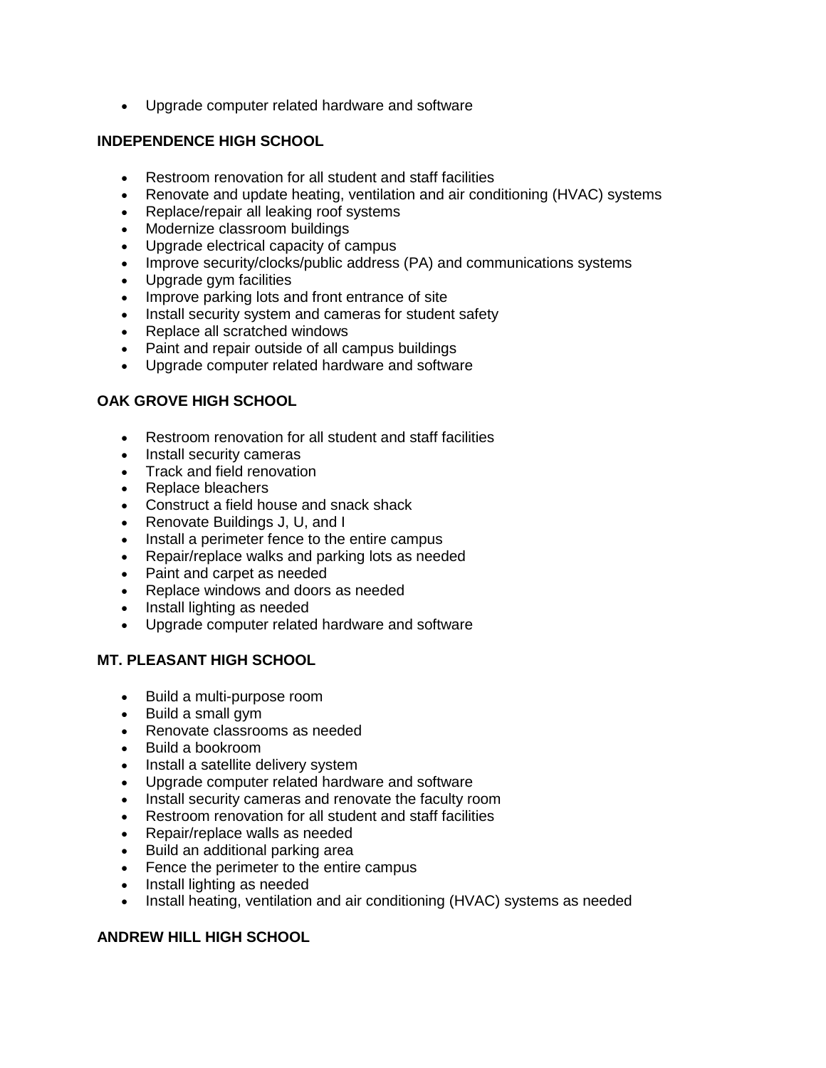- Upgrade computer related hardware and software

**INDEPENDENCE HIGH SCHOOL**

- Restroom renovation for all student and staff facilities
- Renovate and update heating, ventilation and air conditioning (HVAC) systems
- Replace/repair all leaking roof systems
- Modernize classroom buildings
- Upgrade electrical capacity of campus
- Improve security/clocks/public address (PA) and communications systems
- Upgrade gym facilities
- Improve parking lots and front entrance of site
- Install security system and cameras for student safety
- Replace all scratched windows
- Paint and repair outside of all campus buildings
- Upgrade computer related hardware and software

**OAK GROVE HIGH SCHOOL**

- Restroom renovation for all student and staff facilities
- Install security cameras
- Track and field renovation
- Replace bleachers
- Construct a field house and snack shack
- Renovate Buildings J, U, and I
- Install a perimeter fence to the entire campus
- Repair/replace walks and parking lots as needed
- Paint and carpet as needed
- Replace windows and doors as needed
- Install lighting as needed
- Upgrade computer related hardware and software

**MT. PLEASANT HIGH SCHOOL**

- Build a multi-purpose room
- Build a small gym
- Renovate classrooms as needed
- Build a bookroom
- Install a satellite delivery system
- Upgrade computer related hardware and software
- Install security cameras and renovate the faculty room
- Restroom renovation for all student and staff facilities
- Repair/replace walls as needed
- Build an additional parking area
- Fence the perimeter to the entire campus
- Install lighting as needed
- Install heating, ventilation and air conditioning (HVAC) systems as needed

**ANDREW HILL HIGH SCHOOL**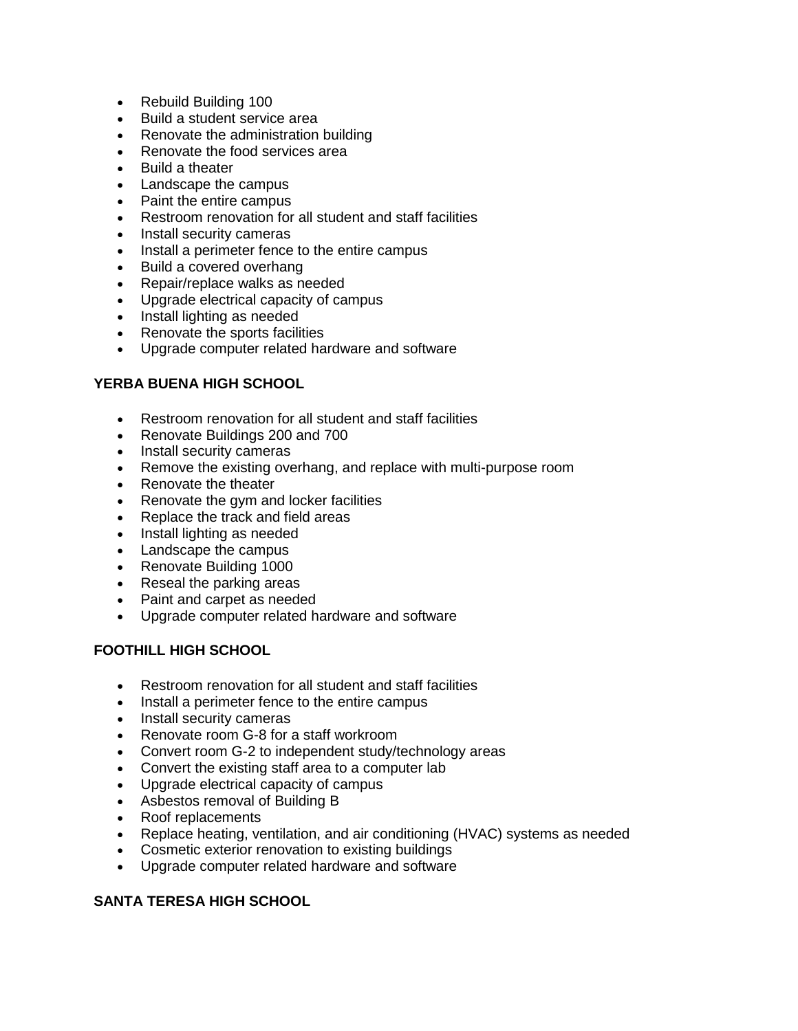- Rebuild Building 100
- Build a student service area
- Renovate the administration building
- Renovate the food services area
- Build a theater
- Landscape the campus
- Paint the entire campus
- Restroom renovation for all student and staff facilities
- Install security cameras
- Install a perimeter fence to the entire campus
- Build a covered overhang
- Repair/replace walks as needed
- Upgrade electrical capacity of campus
- Install lighting as needed
- Renovate the sports facilities
- Upgrade computer related hardware and software

**YERBA BUENA HIGH SCHOOL**

- Restroom renovation for all student and staff facilities
- Renovate Buildings 200 and 700
- Install security cameras
- Remove the existing overhang, and replace with multi-purpose room
- Renovate the theater
- Renovate the gym and locker facilities
- Replace the track and field areas
- Install lighting as needed
- Landscape the campus
- Renovate Building 1000
- Reseal the parking areas
- Paint and carpet as needed
- Upgrade computer related hardware and software

**FOOTHILL HIGH SCHOOL**

- Restroom renovation for all student and staff facilities
- Install a perimeter fence to the entire campus
- Install security cameras
- Renovate room G-8 for a staff workroom
- Convert room G-2 to independent study/technology areas
- Convert the existing staff area to a computer lab
- Upgrade electrical capacity of campus
- Asbestos removal of Building B
- Roof replacements
- Replace heating, ventilation, and air conditioning (HVAC) systems as needed
- Cosmetic exterior renovation to existing buildings
- Upgrade computer related hardware and software

**SANTA TERESA HIGH SCHOOL**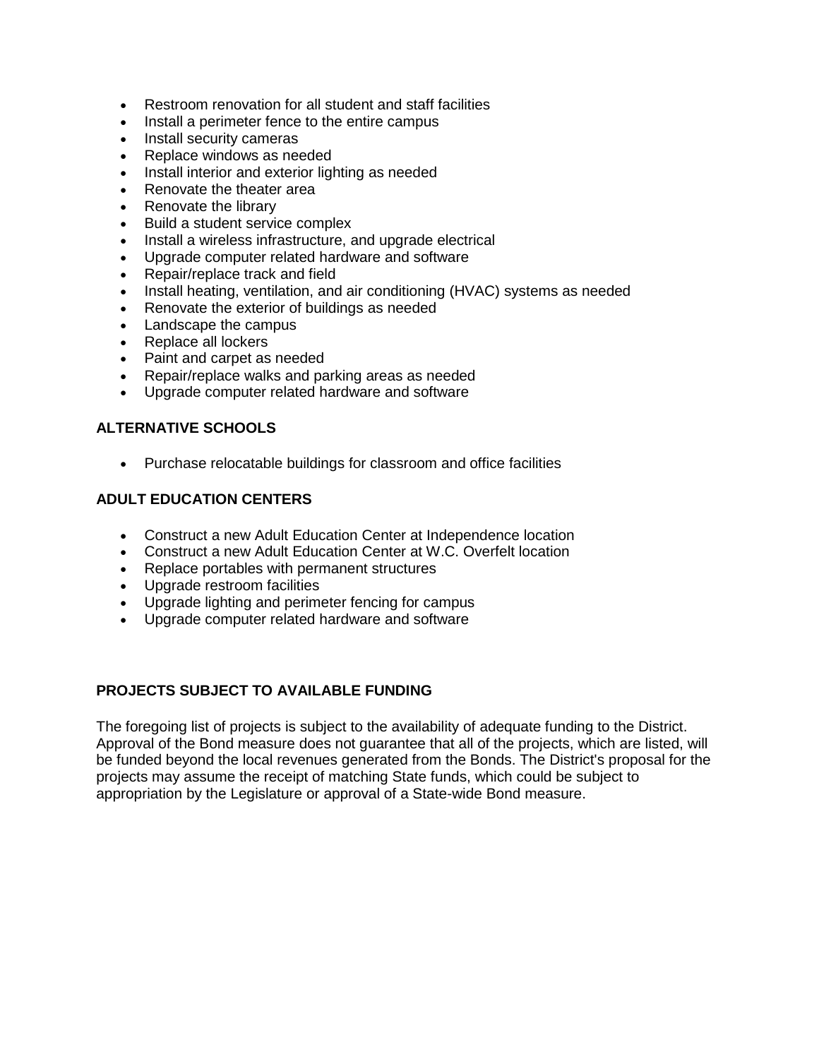- Restroom renovation for all student and staff facilities
- Install a perimeter fence to the entire campus
- Install security cameras
- Replace windows as needed
- Install interior and exterior lighting as needed
- Renovate the theater area
- Renovate the library
- Build a student service complex
- Install a wireless infrastructure, and upgrade electrical
- Upgrade computer related hardware and software
- Repair/replace track and field
- Install heating, ventilation, and air conditioning (HVAC) systems as needed
- Renovate the exterior of buildings as needed
- Landscape the campus
- Replace all lockers
- Paint and carpet as needed
- Repair/replace walks and parking areas as needed
- Upgrade computer related hardware and software

**ALTERNATIVE SCHOOLS**

- Purchase relocatable buildings for classroom and office facilities

**ADULT EDUCATION CENTERS**

- Construct a new Adult Education Center at Independence location
- Construct a new Adult Education Center at W.C. Overfelt location
- Replace portables with permanent structures
- Upgrade restroom facilities
- Upgrade lighting and perimeter fencing for campus
- Upgrade computer related hardware and software

**PROJECTS SUBJECT TO AVAILABLE FUNDING**

The foregoing list of projects is subject to the availability of adequate funding to the District. Approval of the Bond measure does not guarantee that all of the projects, which are listed, will be funded beyond the local revenues generated from the Bonds. The District's proposal for the projects may assume the receipt of matching State funds, which could be subject to appropriation by the Legislature or approval of a State-wide Bond measure.